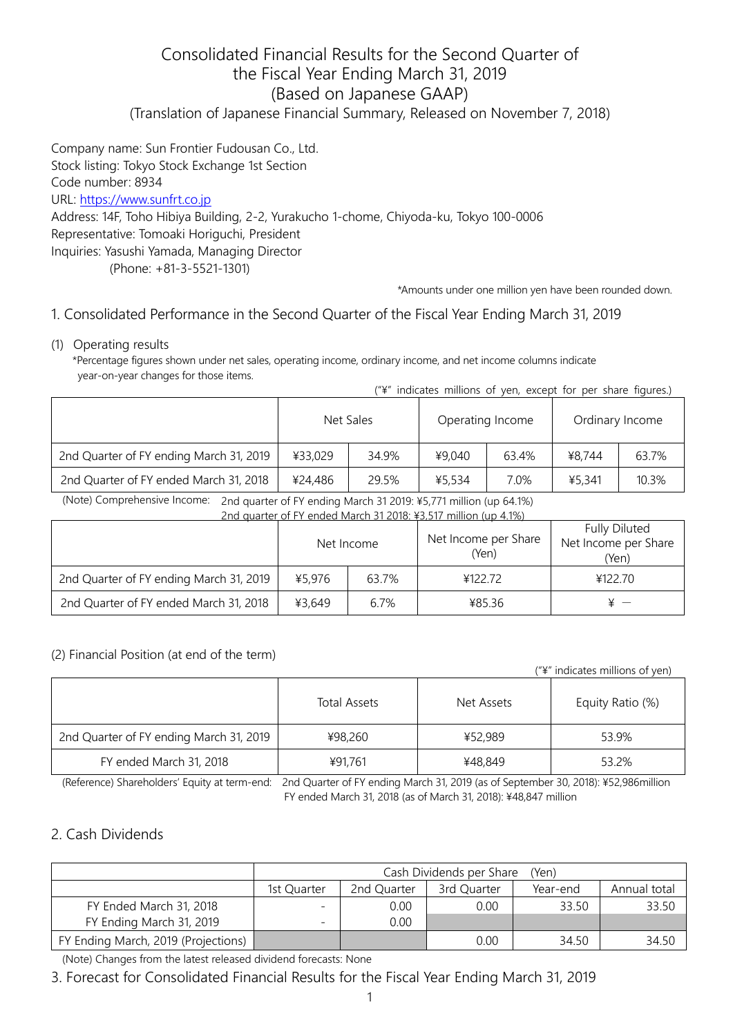# Consolidated Financial Results for the Second Quarter of the Fiscal Year Ending March 31, 2019 (Based on Japanese GAAP)

(Translation of Japanese Financial Summary, Released on November 7, 2018)

Company name: Sun Frontier Fudousan Co., Ltd.
Stock listing: Tokyo Stock Exchange 1st Section
Code number: 8934
URL: https://www.sunfrt.co.jp
Address: 14F, Toho Hibiya Building, 2-2, Yurakucho 1-chome, Chiyoda-ku, Tokyo 100-0006
Representative: Tomoaki Horiguchi, President
Inquiries: Yasushi Yamada, Managing Director
(Phone: +81-3-5521-1301)

*Amounts under one million yen have been rounded down.

## 1. Consolidated Performance in the Second Quarter of the Fiscal Year Ending March 31, 2019

### (1) Operating results

*Percentage figures shown under net sales, operating income, ordinary income, and net income columns indicate year-on-year changes for those items.

("¥" indicates millions of yen, except for per share figures.)

| | Net Sales | | Operating Income | | Ordinary Income | |
|---|---|---|---|---|---|---|
| 2nd Quarter of FY ending March 31, 2019 | ¥33,029 | 34.9% | ¥9,040 | 63.4% | ¥8,744 | 63.7% |
| 2nd Quarter of FY ended March 31, 2018 | ¥24,486 | 29.5% | ¥5,534 | 7.0% | ¥5,341 | 10.3% |

(Note) Comprehensive Income: 2nd quarter of FY ending March 31 2019: ¥5,771 million (up 64.1%)
2nd quarter of FY ended March 31 2018: ¥3,517 million (up 4.1%)

| | Net Income | | Net Income per Share (Yen) | Fully Diluted Net Income per Share (Yen) |
|---|---|---|---|---|
| 2nd Quarter of FY ending March 31, 2019 | ¥5,976 | 63.7% | ¥122.72 | ¥122.70 |
| 2nd Quarter of FY ended March 31, 2018 | ¥3,649 | 6.7% | ¥85.36 | ¥ – |

### (2) Financial Position (at end of the term)

("¥" indicates millions of yen)

| | Total Assets | Net Assets | Equity Ratio (%) |
|---|---|---|---|
| 2nd Quarter of FY ending March 31, 2019 | ¥98,260 | ¥52,989 | 53.9% |
| FY ended March 31, 2018 | ¥91,761 | ¥48,849 | 53.2% |

(Reference) Shareholders' Equity at term-end: 2nd Quarter of FY ending March 31, 2019 (as of September 30, 2018): ¥52,986million
FY ended March 31, 2018 (as of March 31, 2018): ¥48,847 million

## 2. Cash Dividends

| | Cash Dividends per Share (Yen) | | | | |
|---|---|---|---|---|---|
| | 1st Quarter | 2nd Quarter | 3rd Quarter | Year-end | Annual total |
| FY Ended March 31, 2018 | - | 0.00 | 0.00 | 33.50 | 33.50 |
| FY Ending March 31, 2019 | - | 0.00 | | | |
| FY Ending March, 2019 (Projections) | | | 0.00 | 34.50 | 34.50 |

(Note) Changes from the latest released dividend forecasts: None

## 3. Forecast for Consolidated Financial Results for the Fiscal Year Ending March 31, 2019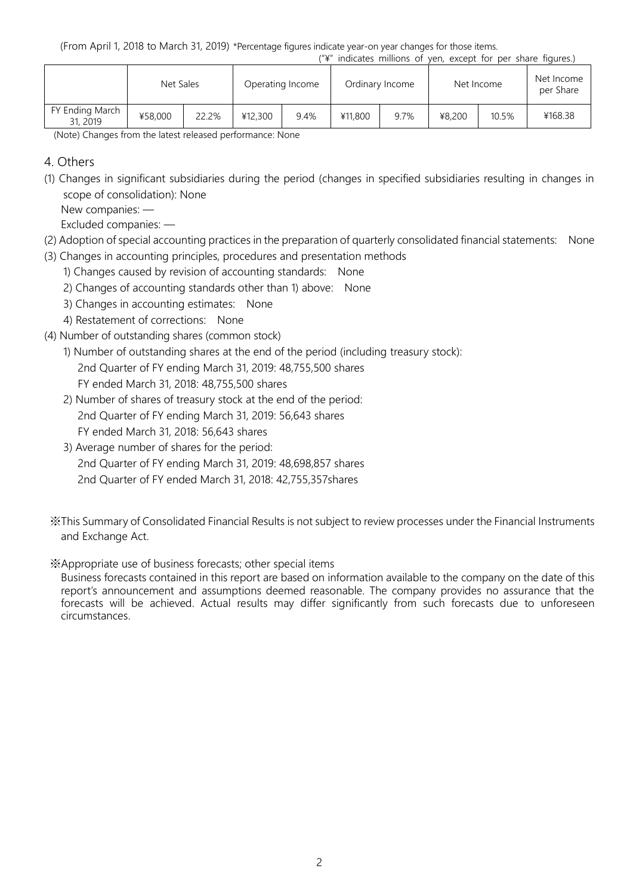(From April 1, 2018 to March 31, 2019) *Percentage figures indicate year-on year changes for those items.

("¥" indicates millions of yen, except for per share figures.)

| | Net Sales | | Operating Income | | Ordinary Income | | Net Income | | Net Income per Share |
|---|---|---|---|---|---|---|---|---|---|
| FY Ending March 31, 2019 | ¥58,000 | 22.2% | ¥12,300 | 9.4% | ¥11,800 | 9.7% | ¥8,200 | 10.5% | ¥168.38 |

(Note) Changes from the latest released performance: None

## 4. Others

(1) Changes in significant subsidiaries during the period (changes in specified subsidiaries resulting in changes in scope of consolidation): None

New companies: —

Excluded companies: —

(2) Adoption of special accounting practices in the preparation of quarterly consolidated financial statements: None

(3) Changes in accounting principles, procedures and presentation methods

1) Changes caused by revision of accounting standards: None

2) Changes of accounting standards other than 1) above: None

3) Changes in accounting estimates: None

4) Restatement of corrections: None

(4) Number of outstanding shares (common stock)

1) Number of outstanding shares at the end of the period (including treasury stock):

2nd Quarter of FY ending March 31, 2019: 48,755,500 shares

FY ended March 31, 2018: 48,755,500 shares

2) Number of shares of treasury stock at the end of the period:

2nd Quarter of FY ending March 31, 2019: 56,643 shares

FY ended March 31, 2018: 56,643 shares

3) Average number of shares for the period:

2nd Quarter of FY ending March 31, 2019: 48,698,857 shares

2nd Quarter of FY ended March 31, 2018: 42,755,357shares

※This Summary of Consolidated Financial Results is not subject to review processes under the Financial Instruments and Exchange Act.

※Appropriate use of business forecasts; other special items

Business forecasts contained in this report are based on information available to the company on the date of this report's announcement and assumptions deemed reasonable. The company provides no assurance that the forecasts will be achieved. Actual results may differ significantly from such forecasts due to unforeseen circumstances.